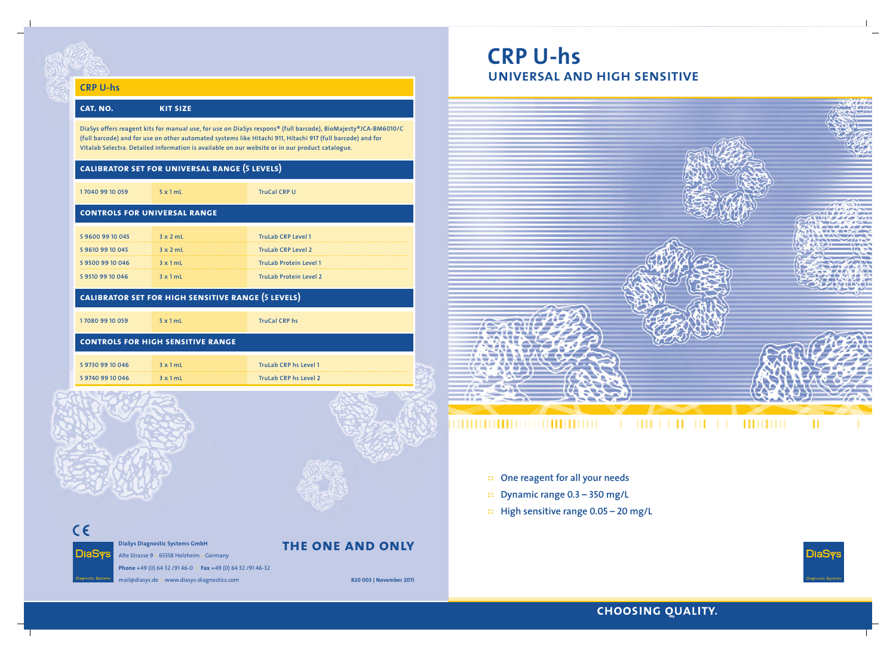# CRP U-hs

## UNIVERSAL AND HIGH SENSITIVE

:: One reagent for all your needs

:: Dynamic range 0.3 – 350 mg/L

:: High sensitive range 0.05 – 20 mg/L

**CHOOSING QUALITY.**

## CRP U-hs

| CAT. NO. | KIT SIZE | |
|---|---|---|

DiaSys offers reagent kits for manual use, for use on DiaSys respons® (full barcode), BioMajesty®JCA-BM6010/C (full barcode) and for use on other automated systems like Hitachi 911, Hitachi 917 (full barcode) and for Vitalab Selectra. Detailed information is available on our website or in our product catalogue.

### CALIBRATOR SET FOR UNIVERSAL RANGE (5 LEVELS)

| CAT. NO. | KIT SIZE | |
|---|---|---|
| 1 7040 99 10 059 | 5 x 1 mL | TruCal CRP U |

### CONTROLS FOR UNIVERSAL RANGE

| CAT. NO. | KIT SIZE | |
|---|---|---|
| 5 9600 99 10 045 | 3 x 2 mL | TruLab CRP Level 1 |
| 5 9610 99 10 045 | 3 x 2 mL | TruLab CRP Level 2 |
| 5 9500 99 10 046 | 3 x 1 mL | TruLab Protein Level 1 |
| 5 9510 99 10 046 | 3 x 1 mL | TruLab Protein Level 2 |

### CALIBRATOR SET FOR HIGH SENSITIVE RANGE (5 LEVELS)

| CAT. NO. | KIT SIZE | |
|---|---|---|
| 1 7080 99 10 059 | 5 x 1 mL | TruCal CRP hs |

### CONTROLS FOR HIGH SENSITIVE RANGE

| CAT. NO. | KIT SIZE | |
|---|---|---|
| 5 9730 99 10 046 | 3 x 1 mL | TruLab CRP hs Level 1 |
| 5 9740 99 10 046 | 3 x 1 mL | TruLab CRP hs Level 2 |

**THE ONE AND ONLY**

**DiaSys Diagnostic Systems GmbH**
Alte Strasse 9 · 65558 Holzheim · Germany
**Phone** +49 (0) 64 32 /91 46-0 · **Fax** +49 (0) 64 32 /91 46-32
mail@diasys.de · www.diasys-diagnostics.com

820 003 | November 2011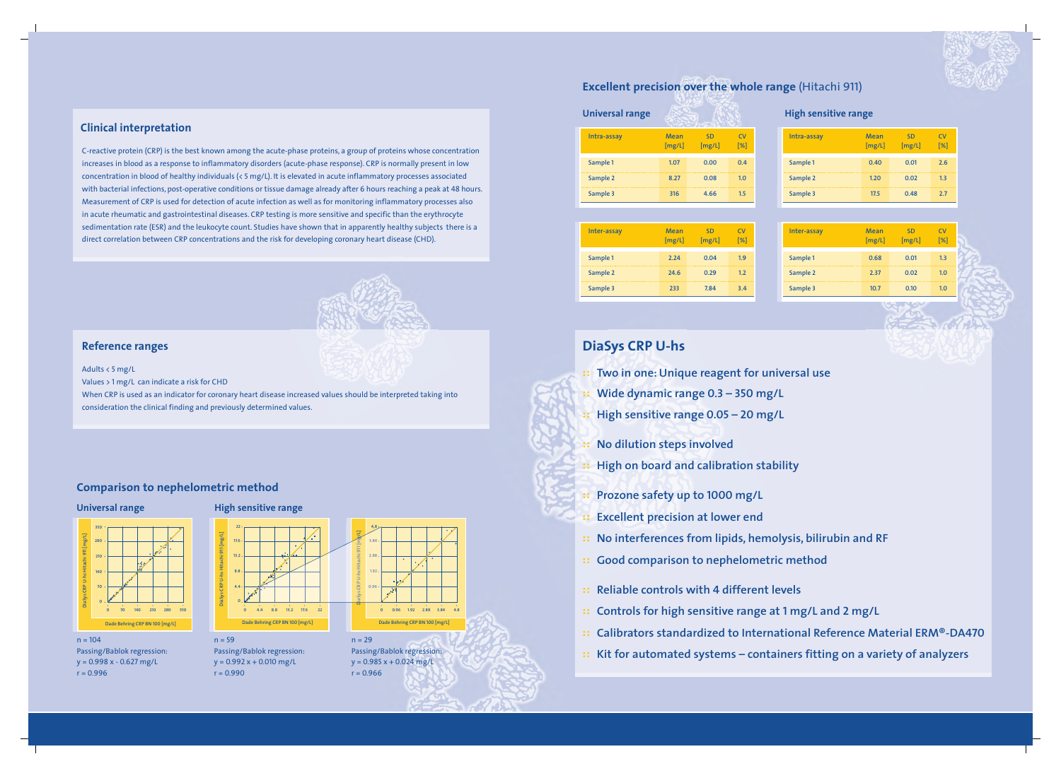## Clinical interpretation

C-reactive protein (CRP) is the best known among the acute-phase proteins, a group of proteins whose concentration increases in blood as a response to inflammatory disorders (acute-phase response). CRP is normally present in low concentration in blood of healthy individuals (< 5 mg/L). It is elevated in acute inflammatory processes associated with bacterial infections, post-operative conditions or tissue damage already after 6 hours reaching a peak at 48 hours. Measurement of CRP is used for detection of acute infection as well as for monitoring inflammatory processes also in acute rheumatic and gastrointestinal diseases. CRP testing is more sensitive and specific than the erythrocyte sedimentation rate (ESR) and the leukocyte count. Studies have shown that in apparently healthy subjects there is a direct correlation between CRP concentrations and the risk for developing coronary heart disease (CHD).

## Reference ranges

Adults < 5 mg/L

Values > 1 mg/L can indicate a risk for CHD

When CRP is used as an indicator for coronary heart disease increased values should be interpreted taking into consideration the clinical finding and previously determined values.

## Comparison to nephelometric method

### Universal range

DaSys CRP U-hs Hitachi 911 [mg/L]

Dade Behring CRP BN 100 [mg/L]

n = 104

Passing/Bablok regression:

y = 0.998 x - 0.627 mg/L

r = 0.996

### High sensitive range

DiaSys CRP U-hs Hitachi 911 [mg/L]

Dade Behring CRP BN 100 [mg/L]

n = 59

Passing/Bablok regression:

y = 0.992 x + 0.010 mg/L

r = 0.990

DiaSys CRP U-hs Hitachi 911 [mg/L]

Dade Behring CRP BN 100 [mg/L]

n = 29

Passing/Bablok regression:

y = 0.985 x + 0.024 mg/L

r = 0.966

## Excellent precision over the whole range (Hitachi 911)

### Universal range

| Intra-assay | Mean [mg/L] | SD [mg/L] | CV [%] |
|---|---|---|---|
| Sample 1 | 1.07 | 0.00 | 0.4 |
| Sample 2 | 8.27 | 0.08 | 1.0 |
| Sample 3 | 316 | 4.66 | 1.5 |

| Inter-assay | Mean [mg/L] | SD [mg/L] | CV [%] |
|---|---|---|---|
| Sample 1 | 2.24 | 0.04 | 1.9 |
| Sample 2 | 24.6 | 0.29 | 1.2 |
| Sample 3 | 233 | 7.84 | 3.4 |

### High sensitive range

| Intra-assay | Mean [mg/L] | SD [mg/L] | CV [%] |
|---|---|---|---|
| Sample 1 | 0.40 | 0.01 | 2.6 |
| Sample 2 | 1.20 | 0.02 | 1.3 |
| Sample 3 | 17.5 | 0.48 | 2.7 |

| Inter-assay | Mean [mg/L] | SD [mg/L] | CV [%] |
|---|---|---|---|
| Sample 1 | 0.68 | 0.01 | 1.3 |
| Sample 2 | 2.37 | 0.02 | 1.0 |
| Sample 3 | 10.7 | 0.10 | 1.0 |

## DiaSys CRP U-hs

- Two in one: Unique reagent for universal use
- Wide dynamic range 0.3 – 350 mg/L
- High sensitive range 0.05 – 20 mg/L
- No dilution steps involved
- High on board and calibration stability
- Prozone safety up to 1000 mg/L
- Excellent precision at lower end
- No interferences from lipids, hemolysis, bilirubin and RF
- Good comparison to nephelometric method
- Reliable controls with 4 different levels
- Controls for high sensitive range at 1 mg/L and 2 mg/L
- Calibrators standardized to International Reference Material ERM®-DA470
- Kit for automated systems – containers fitting on a variety of analyzers